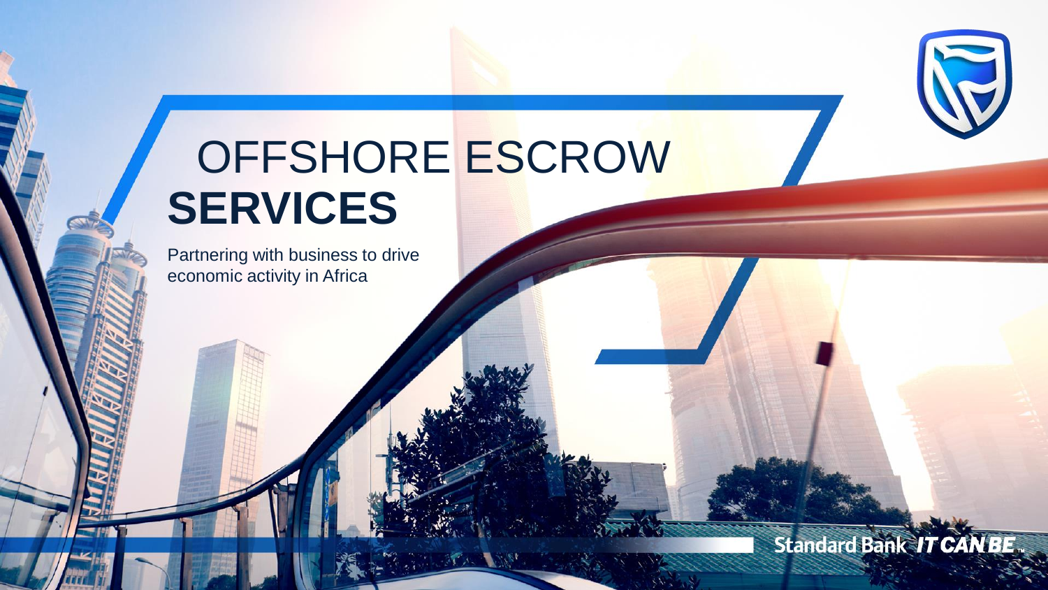# OFFSHORE ESCROW **SERVICES**

Partnering with business to drive economic activity in Africa

Standard Bank *IT CAN BE*™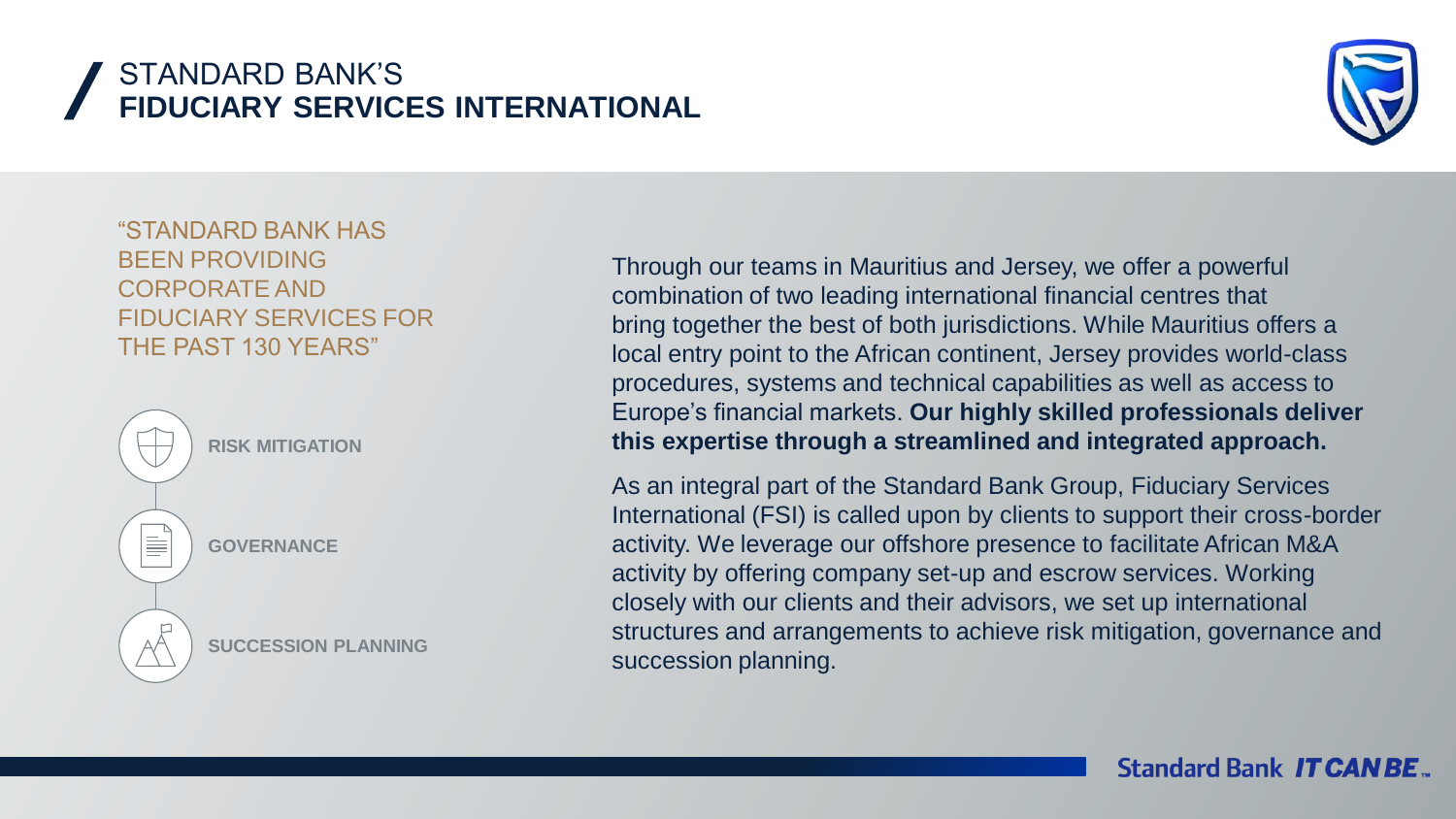# STANDARD BANK'S **FIDUCIARY SERVICES INTERNATIONAL**

"STANDARD BANK HAS BEEN PROVIDING CORPORATE AND FIDUCIARY SERVICES FOR THE PAST 130 YEARS"

- **RISK MITIGATION**
- **GOVERNANCE**
- **SUCCESSION PLANNING**

Through our teams in Mauritius and Jersey, we offer a powerful combination of two leading international financial centres that bring together the best of both jurisdictions. While Mauritius offers a local entry point to the African continent, Jersey provides world-class procedures, systems and technical capabilities as well as access to Europe's financial markets. **Our highly skilled professionals deliver this expertise through a streamlined and integrated approach.**

As an integral part of the Standard Bank Group, Fiduciary Services International (FSI) is called upon by clients to support their cross-border activity. We leverage our offshore presence to facilitate African M&A activity by offering company set-up and escrow services. Working closely with our clients and their advisors, we set up international structures and arrangements to achieve risk mitigation, governance and succession planning.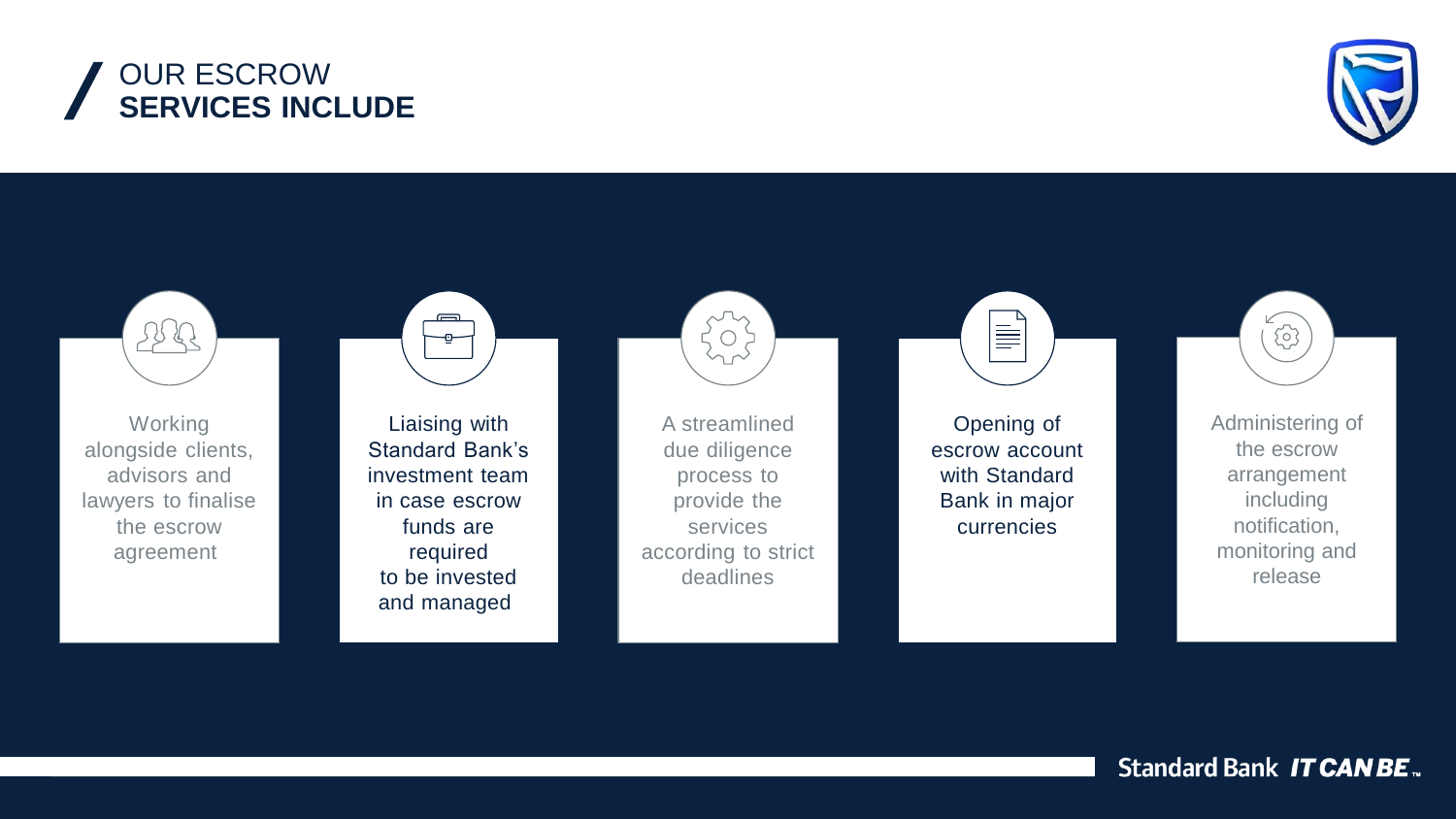# OUR ESCROW **SERVICES INCLUDE**

- Working alongside clients, advisors and lawyers to finalise the escrow agreement
- Liaising with Standard Bank's investment team in case escrow funds are required to be invested and managed
- A streamlined due diligence process to provide the services according to strict deadlines
- Opening of escrow account with Standard Bank in major currencies
- Administering of the escrow arrangement including notification, monitoring and release

Standard Bank ***IT CAN BE***™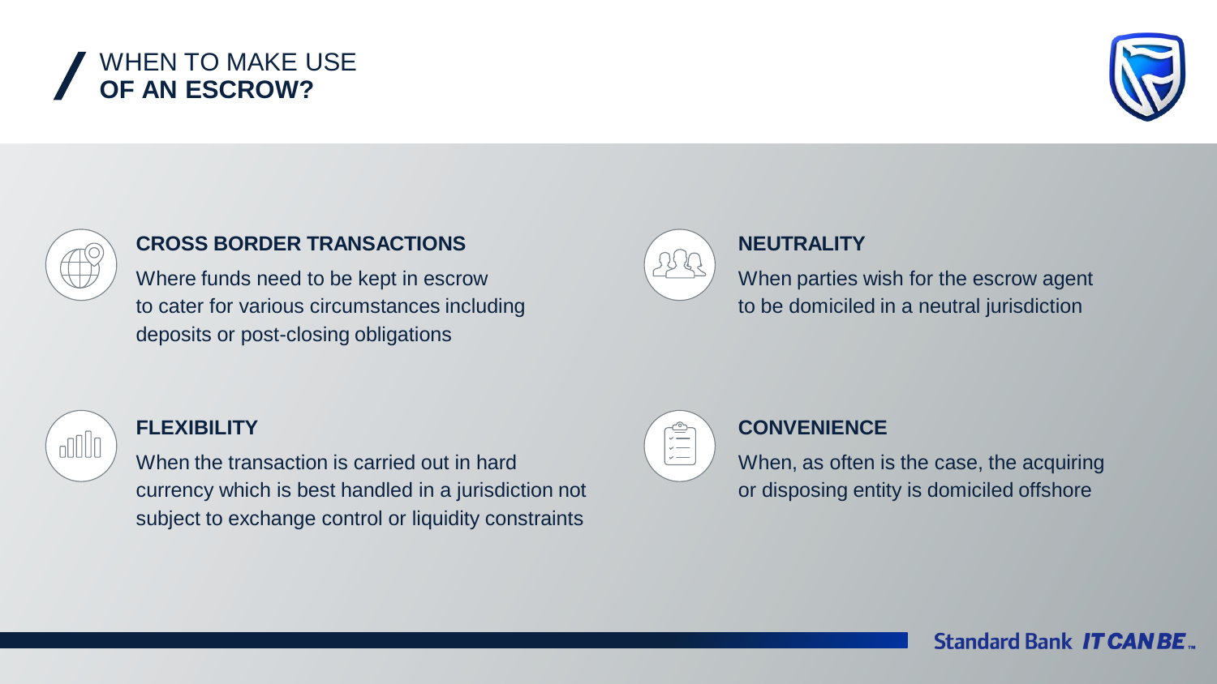# WHEN TO MAKE USE **OF AN ESCROW?**

### CROSS BORDER TRANSACTIONS

Where funds need to be kept in escrow to cater for various circumstances including deposits or post-closing obligations

### NEUTRALITY

When parties wish for the escrow agent to be domiciled in a neutral jurisdiction

### FLEXIBILITY

When the transaction is carried out in hard currency which is best handled in a jurisdiction not subject to exchange control or liquidity constraints

### CONVENIENCE

When, as often is the case, the acquiring or disposing entity is domiciled offshore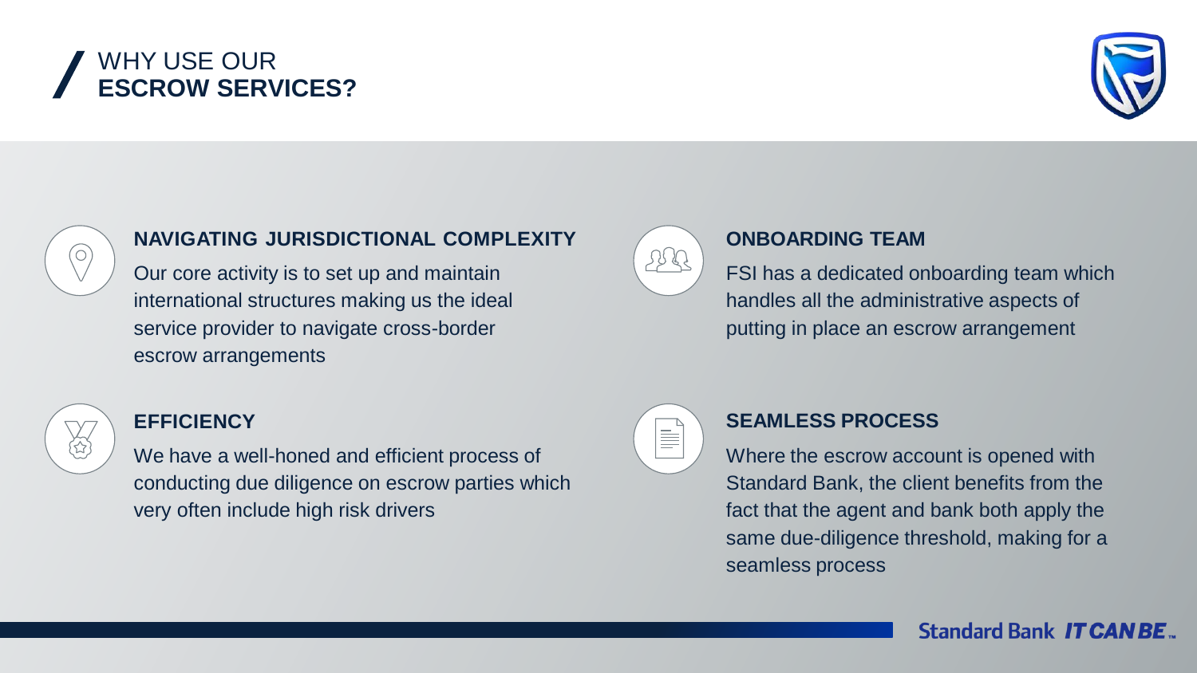# WHY USE OUR **ESCROW SERVICES?**

### NAVIGATING JURISDICTIONAL COMPLEXITY

Our core activity is to set up and maintain international structures making us the ideal service provider to navigate cross-border escrow arrangements

### ONBOARDING TEAM

FSI has a dedicated onboarding team which handles all the administrative aspects of putting in place an escrow arrangement

### EFFICIENCY

We have a well-honed and efficient process of conducting due diligence on escrow parties which very often include high risk drivers

### SEAMLESS PROCESS

Where the escrow account is opened with Standard Bank, the client benefits from the fact that the agent and bank both apply the same due-diligence threshold, making for a seamless process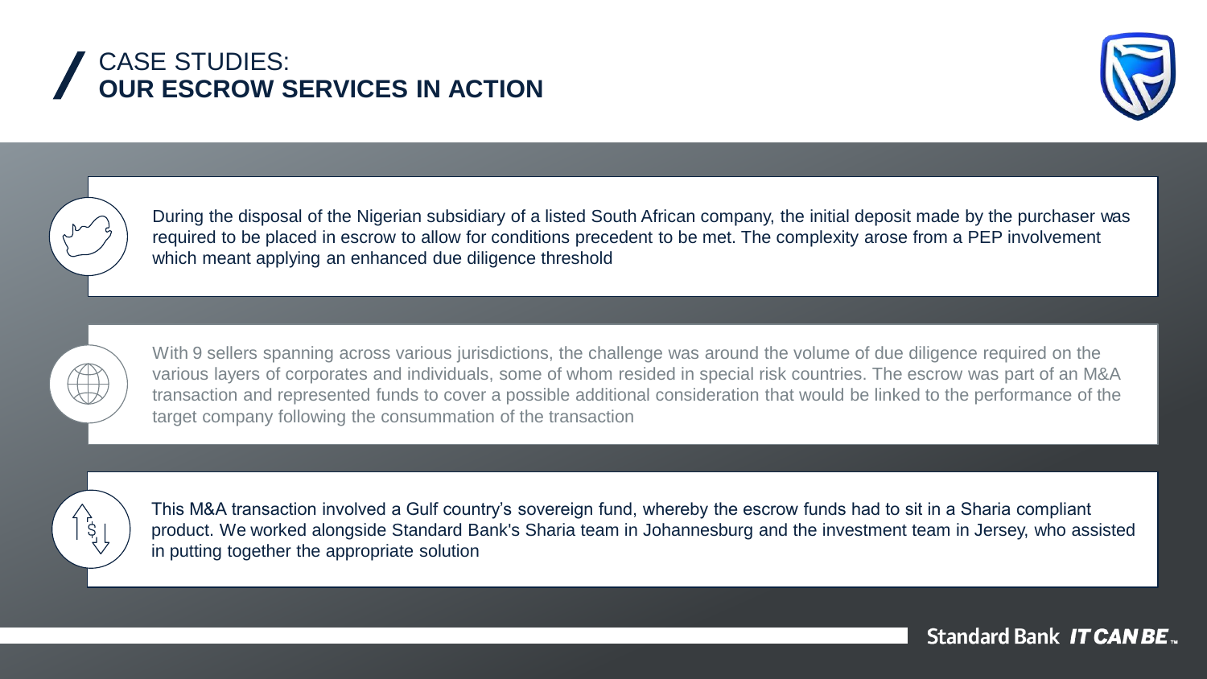# CASE STUDIES:
## OUR ESCROW SERVICES IN ACTION

During the disposal of the Nigerian subsidiary of a listed South African company, the initial deposit made by the purchaser was required to be placed in escrow to allow for conditions precedent to be met. The complexity arose from a PEP involvement which meant applying an enhanced due diligence threshold

With 9 sellers spanning across various jurisdictions, the challenge was around the volume of due diligence required on the various layers of corporates and individuals, some of whom resided in special risk countries. The escrow was part of an M&A transaction and represented funds to cover a possible additional consideration that would be linked to the performance of the target company following the consummation of the transaction

This M&A transaction involved a Gulf country's sovereign fund, whereby the escrow funds had to sit in a Sharia compliant product. We worked alongside Standard Bank's Sharia team in Johannesburg and the investment team in Jersey, who assisted in putting together the appropriate solution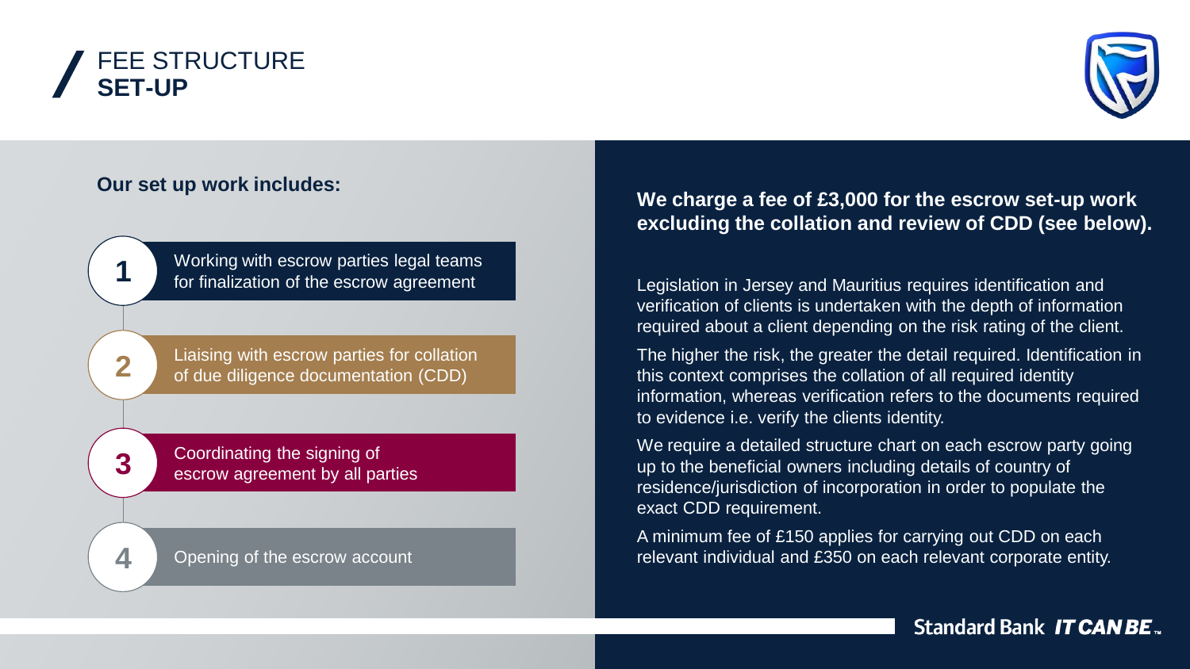# FEE STRUCTURE
## SET-UP

**Our set up work includes:**

1. Working with escrow parties legal teams for finalization of the escrow agreement
2. Liaising with escrow parties for collation of due diligence documentation (CDD)
3. Coordinating the signing of escrow agreement by all parties
4. Opening of the escrow account

**We charge a fee of £3,000 for the escrow set-up work excluding the collation and review of CDD (see below).**

Legislation in Jersey and Mauritius requires identification and verification of clients is undertaken with the depth of information required about a client depending on the risk rating of the client.

The higher the risk, the greater the detail required. Identification in this context comprises the collation of all required identity information, whereas verification refers to the documents required to evidence i.e. verify the clients identity.

We require a detailed structure chart on each escrow party going up to the beneficial owners including details of country of residence/jurisdiction of incorporation in order to populate the exact CDD requirement.

A minimum fee of £150 applies for carrying out CDD on each relevant individual and £350 on each relevant corporate entity.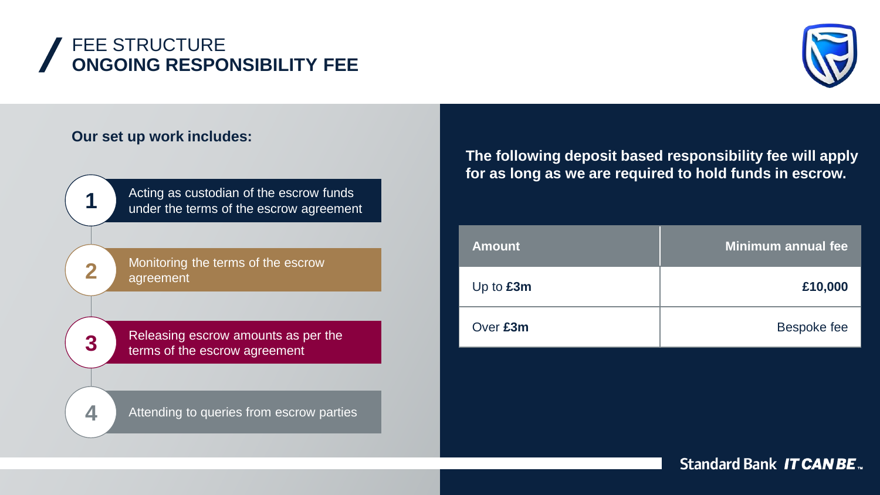# FEE STRUCTURE
## ONGOING RESPONSIBILITY FEE

**Our set up work includes:**

1. Acting as custodian of the escrow funds under the terms of the escrow agreement
2. Monitoring the terms of the escrow agreement
3. Releasing escrow amounts as per the terms of the escrow agreement
4. Attending to queries from escrow parties

**The following deposit based responsibility fee will apply for as long as we are required to hold funds in escrow.**

| Amount | Minimum annual fee |
|---|---|
| Up to **£3m** | **£10,000** |
| Over **£3m** | Bespoke fee |

Standard Bank *IT CAN BE*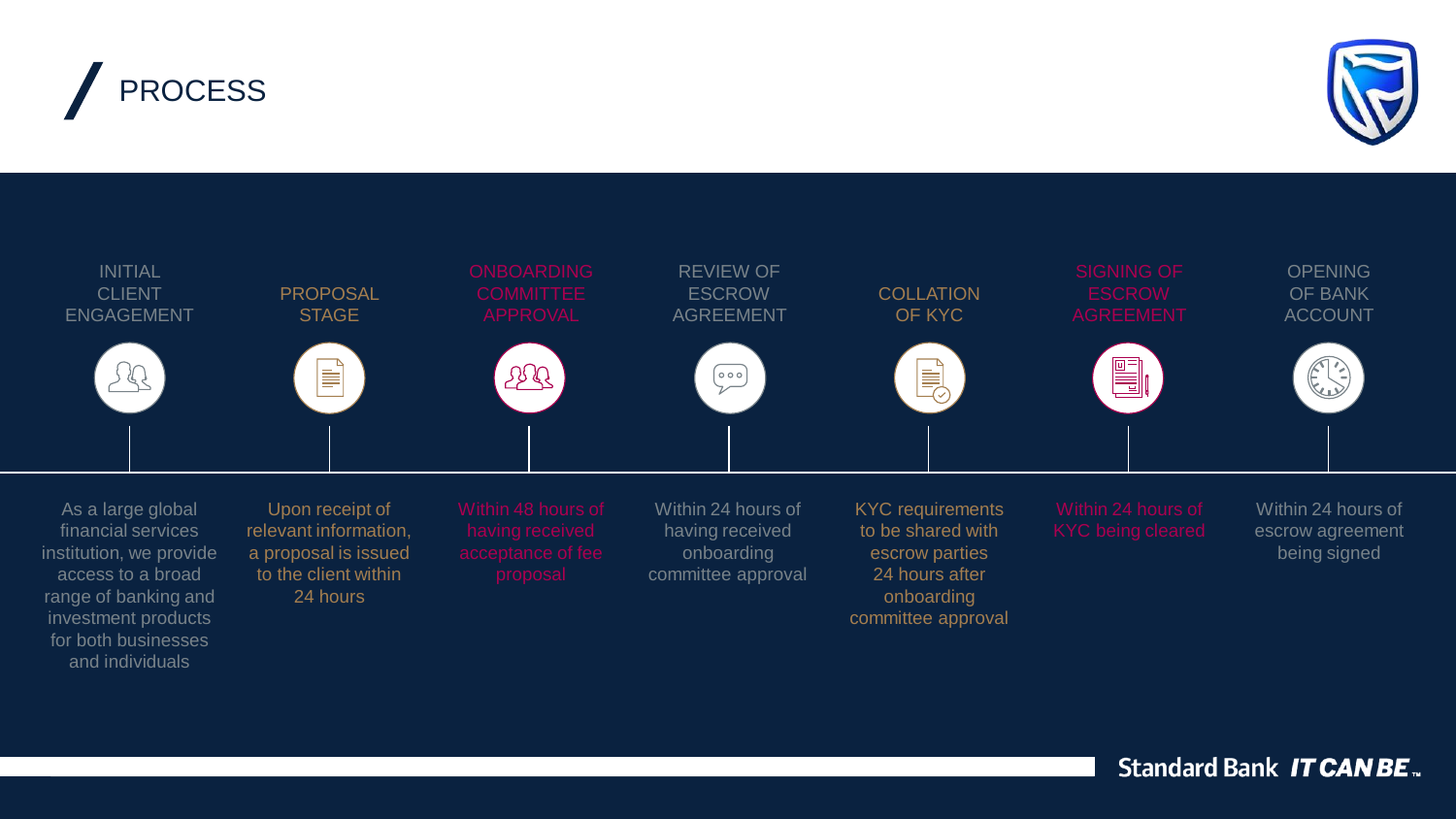# PROCESS

### INITIAL CLIENT ENGAGEMENT

As a large global financial services institution, we provide access to a broad range of banking and investment products for both businesses and individuals

### PROPOSAL STAGE

Upon receipt of relevant information, a proposal is issued to the client within 24 hours

### ONBOARDING COMMITTEE APPROVAL

Within 48 hours of having received acceptance of fee proposal

### REVIEW OF ESCROW AGREEMENT

Within 24 hours of having received onboarding committee approval

### COLLATION OF KYC

KYC requirements to be shared with escrow parties 24 hours after onboarding committee approval

### SIGNING OF ESCROW AGREEMENT

Within 24 hours of KYC being cleared

### OPENING OF BANK ACCOUNT

Within 24 hours of escrow agreement being signed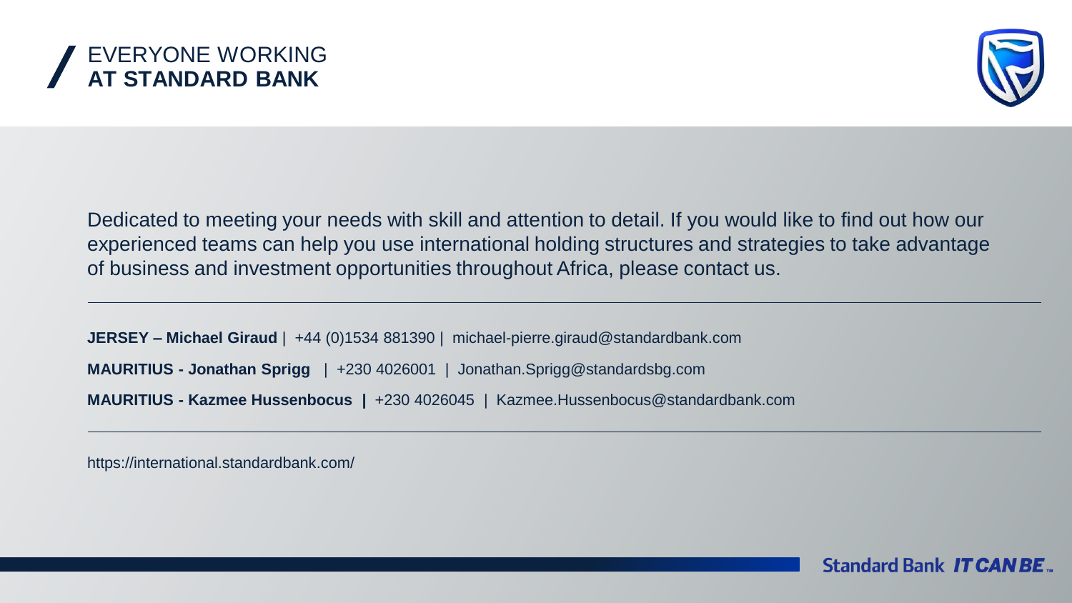# EVERYONE WORKING **AT STANDARD BANK**

Dedicated to meeting your needs with skill and attention to detail. If you would like to find out how our experienced teams can help you use international holding structures and strategies to take advantage of business and investment opportunities throughout Africa, please contact us.

---

**JERSEY – Michael Giraud** | +44 (0)1534 881390 | michael-pierre.giraud@standardbank.com

**MAURITIUS - Jonathan Sprigg** | +230 4026001 | Jonathan.Sprigg@standardsbg.com

**MAURITIUS - Kazmee Hussenbocus |** +230 4026045 | Kazmee.Hussenbocus@standardbank.com

---

https://international.standardbank.com/

Standard Bank *IT CAN BE*™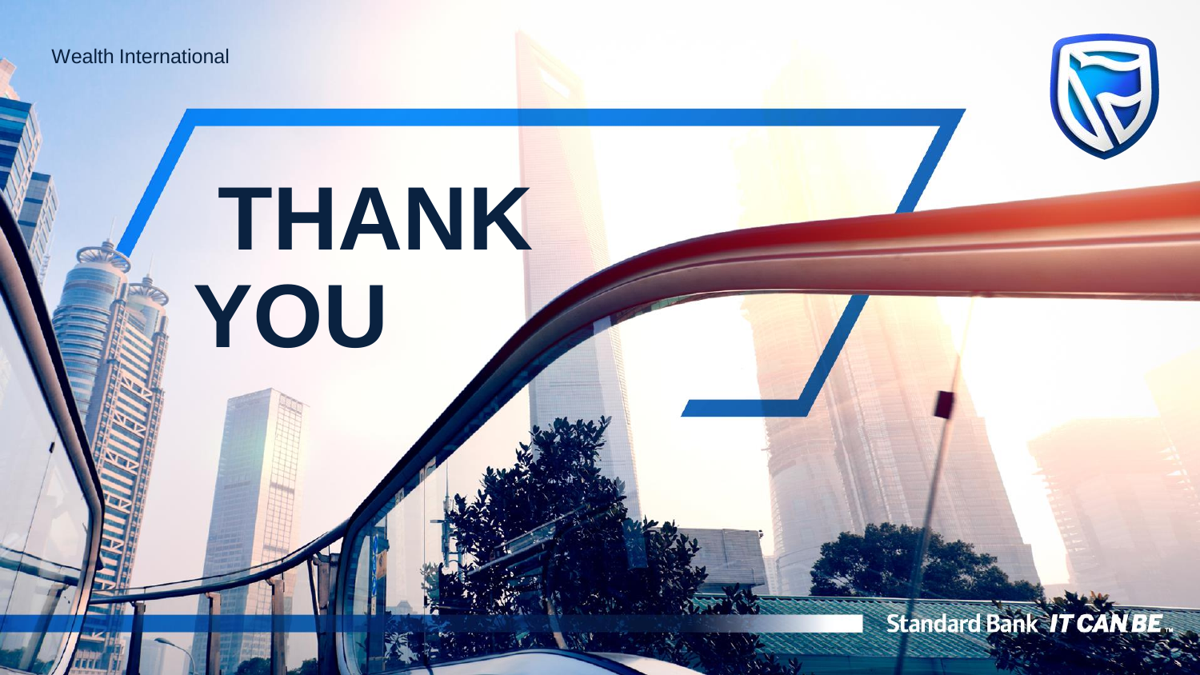Wealth International

# THANK YOU

Standard Bank IT CAN BE™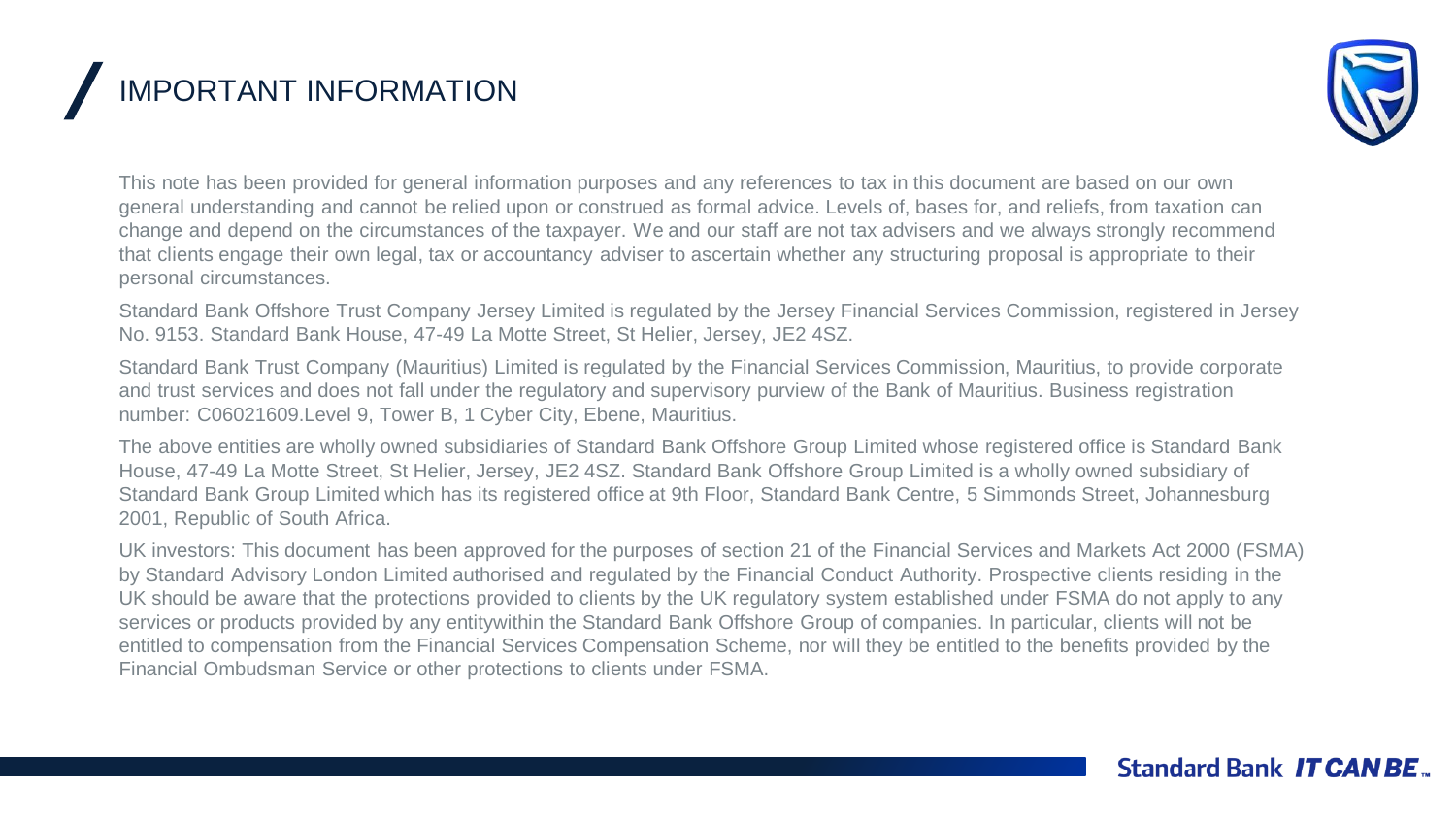# IMPORTANT INFORMATION

This note has been provided for general information purposes and any references to tax in this document are based on our own general understanding and cannot be relied upon or construed as formal advice. Levels of, bases for, and reliefs, from taxation can change and depend on the circumstances of the taxpayer. We and our staff are not tax advisers and we always strongly recommend that clients engage their own legal, tax or accountancy adviser to ascertain whether any structuring proposal is appropriate to their personal circumstances.

Standard Bank Offshore Trust Company Jersey Limited is regulated by the Jersey Financial Services Commission, registered in Jersey No. 9153. Standard Bank House, 47-49 La Motte Street, St Helier, Jersey, JE2 4SZ.

Standard Bank Trust Company (Mauritius) Limited is regulated by the Financial Services Commission, Mauritius, to provide corporate and trust services and does not fall under the regulatory and supervisory purview of the Bank of Mauritius. Business registration number: C06021609.Level 9, Tower B, 1 Cyber City, Ebene, Mauritius.

The above entities are wholly owned subsidiaries of Standard Bank Offshore Group Limited whose registered office is Standard Bank House, 47-49 La Motte Street, St Helier, Jersey, JE2 4SZ. Standard Bank Offshore Group Limited is a wholly owned subsidiary of Standard Bank Group Limited which has its registered office at 9th Floor, Standard Bank Centre, 5 Simmonds Street, Johannesburg 2001, Republic of South Africa.

UK investors: This document has been approved for the purposes of section 21 of the Financial Services and Markets Act 2000 (FSMA) by Standard Advisory London Limited authorised and regulated by the Financial Conduct Authority. Prospective clients residing in the UK should be aware that the protections provided to clients by the UK regulatory system established under FSMA do not apply to any services or products provided by any entitywithin the Standard Bank Offshore Group of companies. In particular, clients will not be entitled to compensation from the Financial Services Compensation Scheme, nor will they be entitled to the benefits provided by the Financial Ombudsman Service or other protections to clients under FSMA.